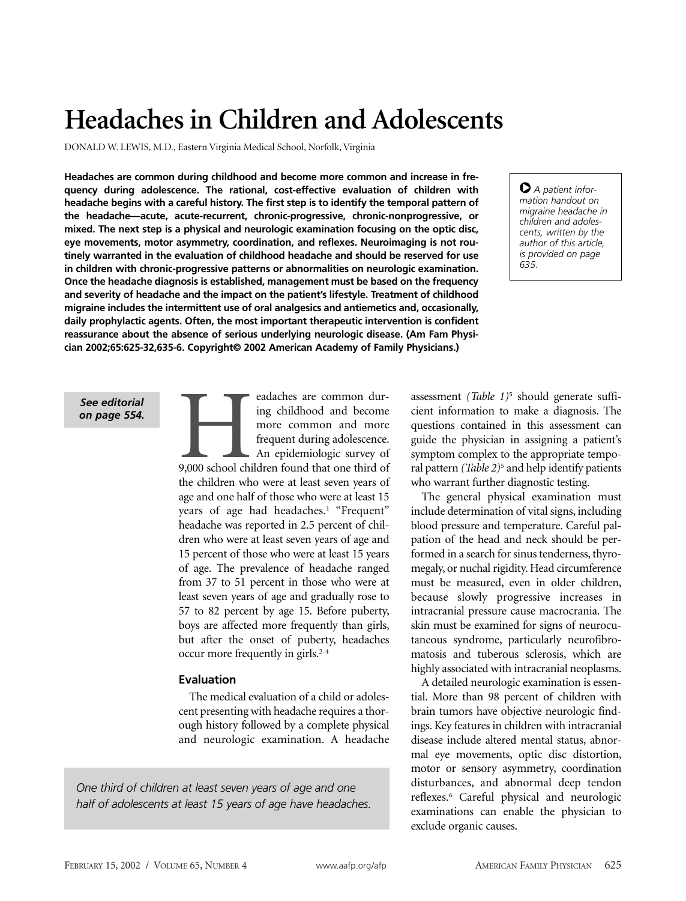# Headaches in Children and Adolescents

DONALD W. LEWIS, M.D., Eastern Virginia Medical School, Norfolk, Virginia

**Headaches are common during childhood and become more common and increase in frequency during adolescence. The rational, cost-effective evaluation of children with headache begins with a careful history. The first step is to identify the temporal pattern of the headache—acute, acute-recurrent, chronic-progressive, chronic-nonprogressive, or mixed. The next step is a physical and neurologic examination focusing on the optic disc, eye movements, motor asymmetry, coordination, and reflexes. Neuroimaging is not routinely warranted in the evaluation of childhood headache and should be reserved for use in children with chronic-progressive patterns or abnormalities on neurologic examination. Once the headache diagnosis is established, management must be based on the frequency and severity of headache and the impact on the patient's lifestyle. Treatment of childhood migraine includes the intermittent use of oral analgesics and antiemetics and, occasionally, daily prophylactic agents. Often, the most important therapeutic intervention is confident reassurance about the absence of serious underlying neurologic disease. (Am Fam Physician 2002;65:625-32,635-6. Copyright© 2002 American Academy of Family Physicians.)**

*A patient information handout on migraine headache in children and adolescents, written by the author of this article, is provided on page 635.*

***See editorial on page 554.***

Headaches are common during childhood and become more common and more frequent during adolescence. An epidemiologic survey of 9,000 school children found that one third of the children who were at least seven years of age and one half of those who were at least 15 years of age had headaches.[1] "Frequent" headache was reported in 2.5 percent of children who were at least seven years of age and 15 percent of those who were at least 15 years of age. The prevalence of headache ranged from 37 to 51 percent in those who were at least seven years of age and gradually rose to 57 to 82 percent by age 15. Before puberty, boys are affected more frequently than girls, but after the onset of puberty, headaches occur more frequently in girls.[2-4]

## Evaluation

The medical evaluation of a child or adolescent presenting with headache requires a thorough history followed by a complete physical and neurologic examination. A headache assessment *(Table 1)*[5] should generate sufficient information to make a diagnosis. The questions contained in this assessment can guide the physician in assigning a patient's symptom complex to the appropriate temporal pattern *(Table 2)*[5] and help identify patients who warrant further diagnostic testing.

*One third of children at least seven years of age and one half of adolescents at least 15 years of age have headaches.*

The general physical examination must include determination of vital signs, including blood pressure and temperature. Careful palpation of the head and neck should be performed in a search for sinus tenderness, thyromegaly, or nuchal rigidity. Head circumference must be measured, even in older children, because slowly progressive increases in intracranial pressure cause macrocrania. The skin must be examined for signs of neurocutaneous syndrome, particularly neurofibromatosis and tuberous sclerosis, which are highly associated with intracranial neoplasms.

A detailed neurologic examination is essential. More than 98 percent of children with brain tumors have objective neurologic findings. Key features in children with intracranial disease include altered mental status, abnormal eye movements, optic disc distortion, motor or sensory asymmetry, coordination disturbances, and abnormal deep tendon reflexes.[6] Careful physical and neurologic examinations can enable the physician to exclude organic causes.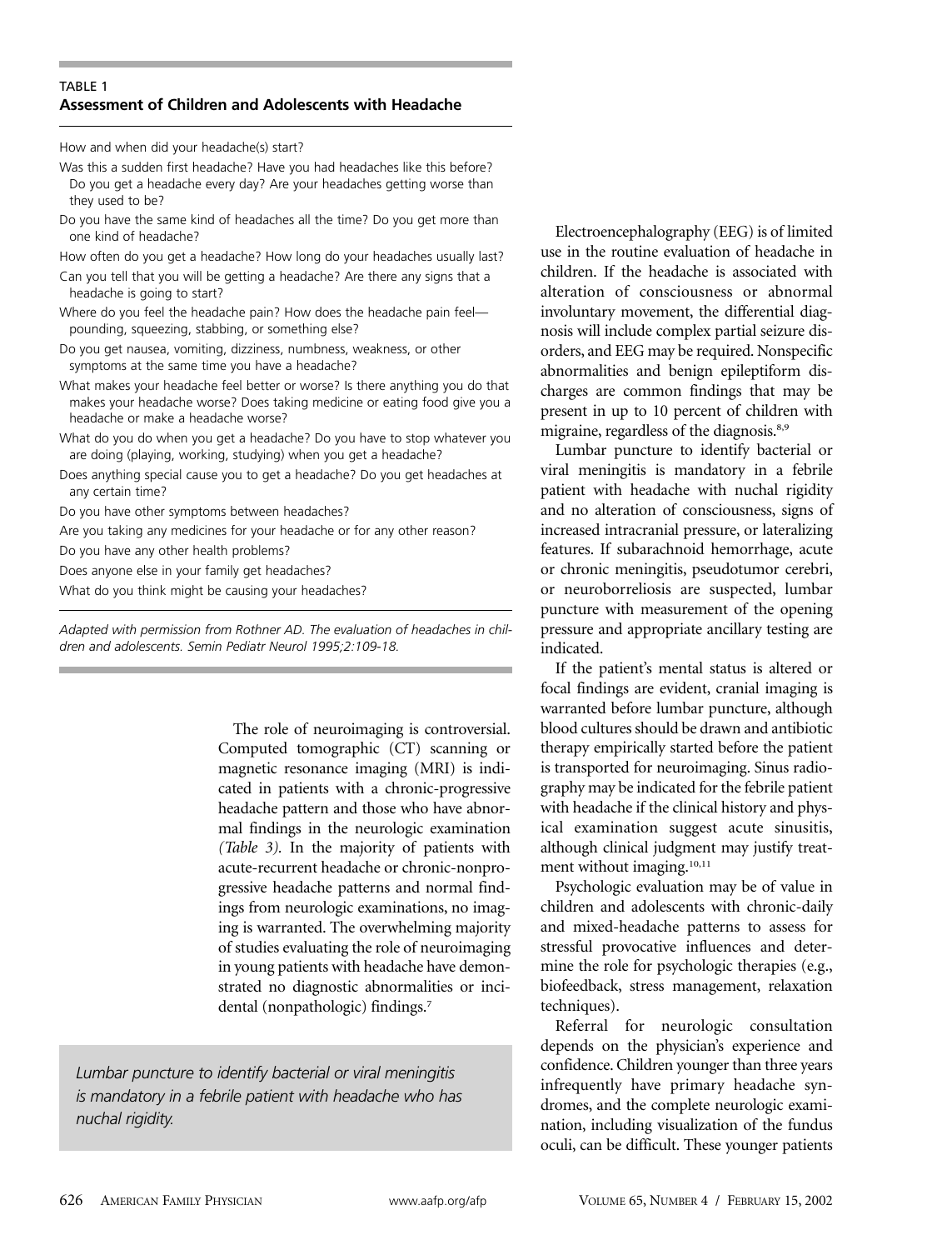### TABLE 1
**Assessment of Children and Adolescents with Headache**

How and when did your headache(s) start?

Was this a sudden first headache? Have you had headaches like this before? Do you get a headache every day? Are your headaches getting worse than they used to be?

Do you have the same kind of headaches all the time? Do you get more than one kind of headache?

How often do you get a headache? How long do your headaches usually last?

Can you tell that you will be getting a headache? Are there any signs that a headache is going to start?

Where do you feel the headache pain? How does the headache pain feel—pounding, squeezing, stabbing, or something else?

Do you get nausea, vomiting, dizziness, numbness, weakness, or other symptoms at the same time you have a headache?

What makes your headache feel better or worse? Is there anything you do that makes your headache worse? Does taking medicine or eating food give you a headache or make a headache worse?

What do you do when you get a headache? Do you have to stop whatever you are doing (playing, working, studying) when you get a headache?

Does anything special cause you to get a headache? Do you get headaches at any certain time?

Do you have other symptoms between headaches?

Are you taking any medicines for your headache or for any other reason?

Do you have any other health problems?

Does anyone else in your family get headaches?

What do you think might be causing your headaches?

*Adapted with permission from Rothner AD. The evaluation of headaches in children and adolescents. Semin Pediatr Neurol 1995;2:109-18.*

The role of neuroimaging is controversial. Computed tomographic (CT) scanning or magnetic resonance imaging (MRI) is indicated in patients with a chronic-progressive headache pattern and those who have abnormal findings in the neurologic examination *(Table 3)*. In the majority of patients with acute-recurrent headache or chronic-nonprogressive headache patterns and normal findings from neurologic examinations, no imaging is warranted. The overwhelming majority of studies evaluating the role of neuroimaging in young patients with headache have demonstrated no diagnostic abnormalities or incidental (nonpathologic) findings.[7]

*Lumbar puncture to identify bacterial or viral meningitis is mandatory in a febrile patient with headache who has nuchal rigidity.*

Electroencephalography (EEG) is of limited use in the routine evaluation of headache in children. If the headache is associated with alteration of consciousness or abnormal involuntary movement, the differential diagnosis will include complex partial seizure disorders, and EEG may be required. Nonspecific abnormalities and benign epileptiform discharges are common findings that may be present in up to 10 percent of children with migraine, regardless of the diagnosis.[8,9]

Lumbar puncture to identify bacterial or viral meningitis is mandatory in a febrile patient with headache with nuchal rigidity and no alteration of consciousness, signs of increased intracranial pressure, or lateralizing features. If subarachnoid hemorrhage, acute or chronic meningitis, pseudotumor cerebri, or neuroborreliosis are suspected, lumbar puncture with measurement of the opening pressure and appropriate ancillary testing are indicated.

If the patient's mental status is altered or focal findings are evident, cranial imaging is warranted before lumbar puncture, although blood cultures should be drawn and antibiotic therapy empirically started before the patient is transported for neuroimaging. Sinus radiography may be indicated for the febrile patient with headache if the clinical history and physical examination suggest acute sinusitis, although clinical judgment may justify treatment without imaging.[10,11]

Psychologic evaluation may be of value in children and adolescents with chronic-daily and mixed-headache patterns to assess for stressful provocative influences and determine the role for psychologic therapies (e.g., biofeedback, stress management, relaxation techniques).

Referral for neurologic consultation depends on the physician's experience and confidence. Children younger than three years infrequently have primary headache syndromes, and the complete neurologic examination, including visualization of the fundus oculi, can be difficult. These younger patients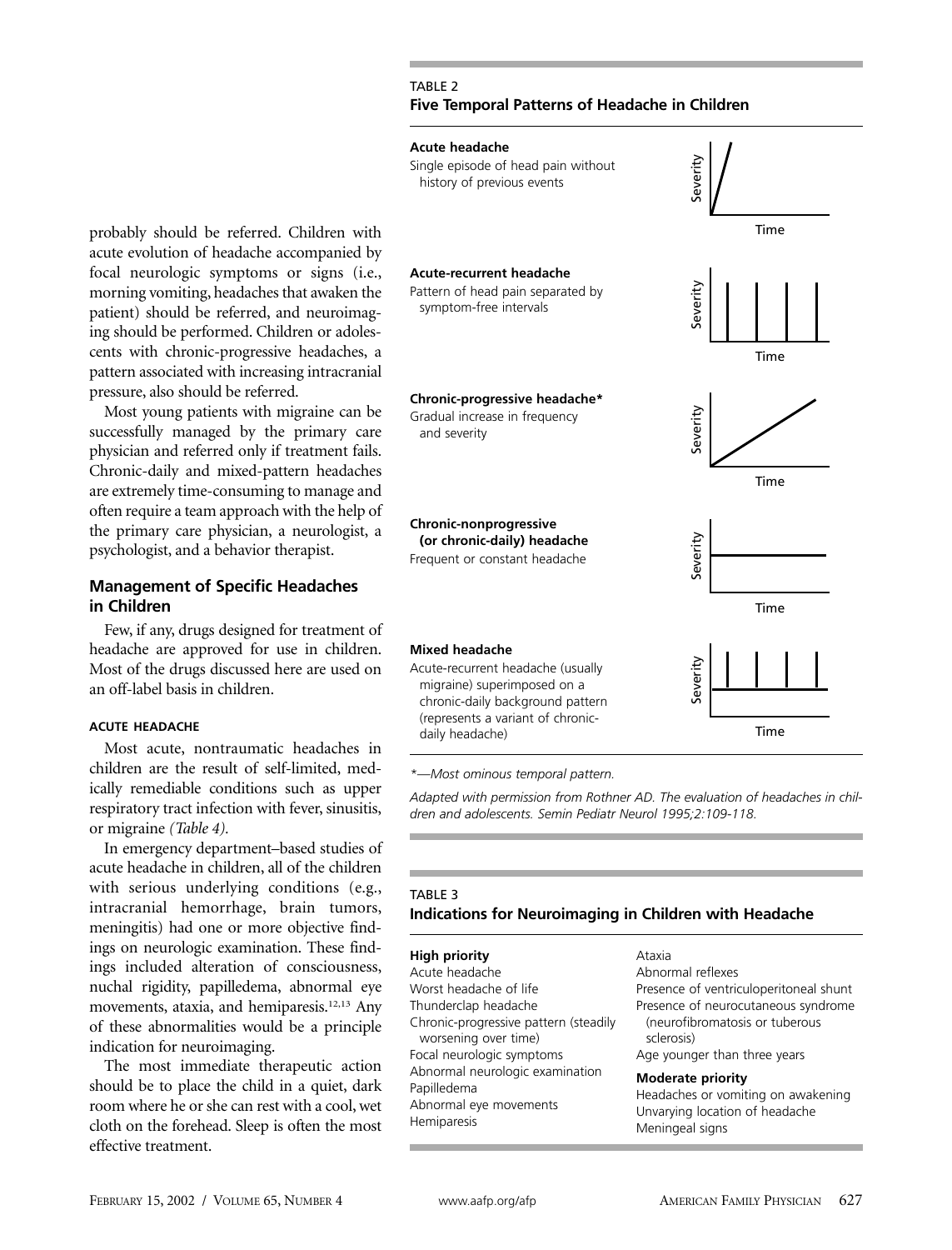probably should be referred. Children with acute evolution of headache accompanied by focal neurologic symptoms or signs (i.e., morning vomiting, headaches that awaken the patient) should be referred, and neuroimaging should be performed. Children or adolescents with chronic-progressive headaches, a pattern associated with increasing intracranial pressure, also should be referred.

Most young patients with migraine can be successfully managed by the primary care physician and referred only if treatment fails. Chronic-daily and mixed-pattern headaches are extremely time-consuming to manage and often require a team approach with the help of the primary care physician, a neurologist, a psychologist, and a behavior therapist.

## Management of Specific Headaches in Children

Few, if any, drugs designed for treatment of headache are approved for use in children. Most of the drugs discussed here are used on an off-label basis in children.

### ACUTE HEADACHE

Most acute, nontraumatic headaches in children are the result of self-limited, medically remediable conditions such as upper respiratory tract infection with fever, sinusitis, or migraine *(Table 4)*.

In emergency department–based studies of acute headache in children, all of the children with serious underlying conditions (e.g., intracranial hemorrhage, brain tumors, meningitis) had one or more objective findings on neurologic examination. These findings included alteration of consciousness, nuchal rigidity, papilledema, abnormal eye movements, ataxia, and hemiparesis.[12,13] Any of these abnormalities would be a principle indication for neuroimaging.

The most immediate therapeutic action should be to place the child in a quiet, dark room where he or she can rest with a cool, wet cloth on the forehead. Sleep is often the most effective treatment.

TABLE 2
**Five Temporal Patterns of Headache in Children**

**Acute headache**
Single episode of head pain without history of previous events

**Acute-recurrent headache**
Pattern of head pain separated by symptom-free intervals

**Chronic-progressive headache***
Gradual increase in frequency and severity

**Chronic-nonprogressive (or chronic-daily) headache**
Frequent or constant headache

**Mixed headache**
Acute-recurrent headache (usually migraine) superimposed on a chronic-daily background pattern (represents a variant of chronic-daily headache)

*—Most ominous temporal pattern.

*Adapted with permission from Rothner AD. The evaluation of headaches in children and adolescents. Semin Pediatr Neurol 1995;2:109-118.*

TABLE 3
**Indications for Neuroimaging in Children with Headache**

**High priority**
- Acute headache
- Worst headache of life
- Thunderclap headache
- Chronic-progressive pattern (steadily worsening over time)
- Focal neurologic symptoms
- Abnormal neurologic examination
- Papilledema
- Abnormal eye movements
- Hemiparesis
- Ataxia
- Abnormal reflexes
- Presence of ventriculoperitoneal shunt
- Presence of neurocutaneous syndrome (neurofibromatosis or tuberous sclerosis)
- Age younger than three years

**Moderate priority**
- Headaches or vomiting on awakening
- Unvarying location of headache
- Meningeal signs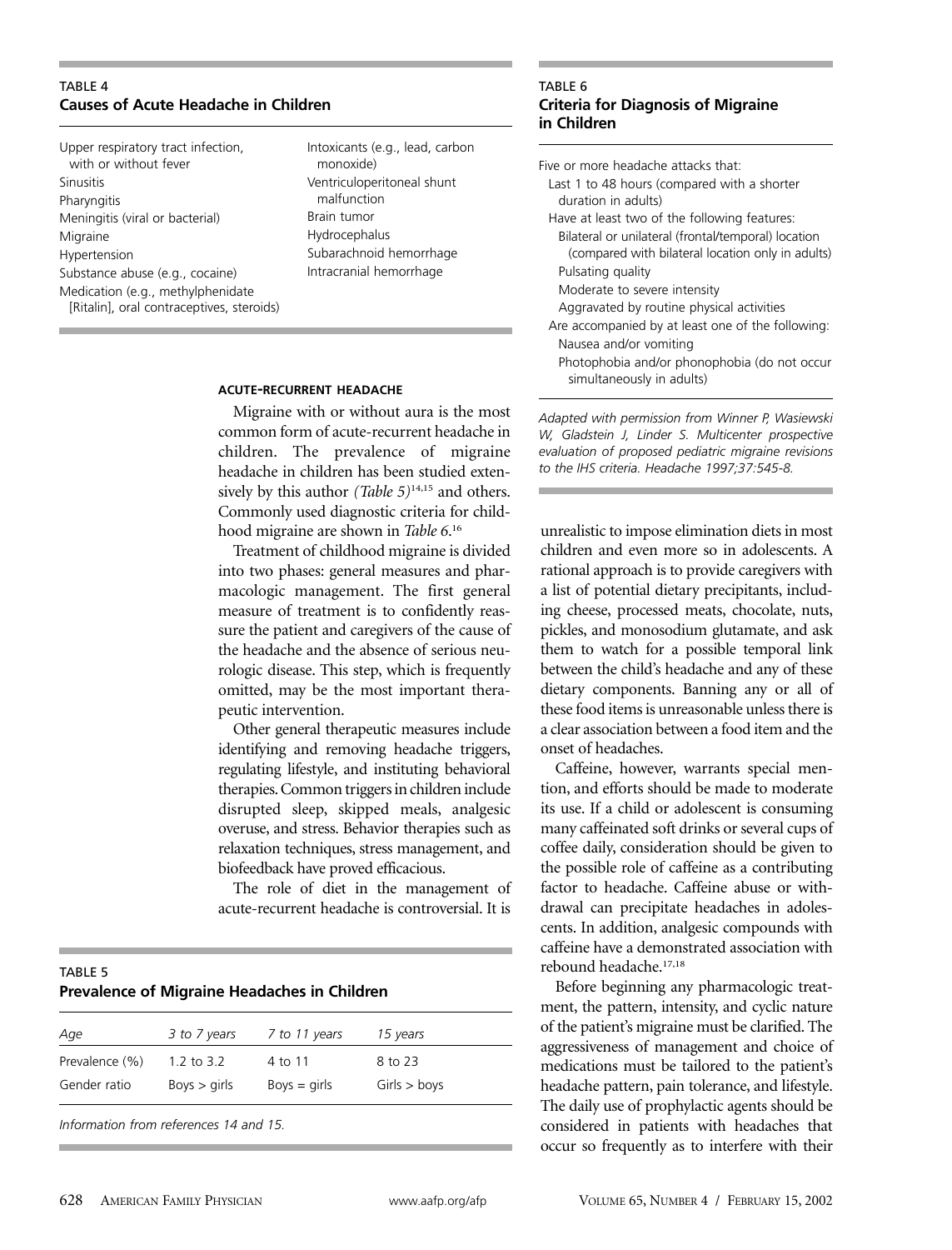### TABLE 4
**Causes of Acute Headache in Children**

Upper respiratory tract infection, with or without fever
Sinusitis
Pharyngitis
Meningitis (viral or bacterial)
Migraine
Hypertension
Substance abuse (e.g., cocaine)
Medication (e.g., methylphenidate [Ritalin], oral contraceptives, steroids)
Intoxicants (e.g., lead, carbon monoxide)
Ventriculoperitoneal shunt malfunction
Brain tumor
Hydrocephalus
Subarachnoid hemorrhage
Intracranial hemorrhage

### ACUTE-RECURRENT HEADACHE

Migraine with or without aura is the most common form of acute-recurrent headache in children. The prevalence of migraine headache in children has been studied extensively by this author *(Table 5)*[14,15] and others. Commonly used diagnostic criteria for childhood migraine are shown in *Table 6*.[16]

Treatment of childhood migraine is divided into two phases: general measures and pharmacologic management. The first general measure of treatment is to confidently reassure the patient and caregivers of the cause of the headache and the absence of serious neurologic disease. This step, which is frequently omitted, may be the most important therapeutic intervention.

Other general therapeutic measures include identifying and removing headache triggers, regulating lifestyle, and instituting behavioral therapies. Common triggers in children include disrupted sleep, skipped meals, analgesic overuse, and stress. Behavior therapies such as relaxation techniques, stress management, and biofeedback have proved efficacious.

The role of diet in the management of acute-recurrent headache is controversial. It is unrealistic to impose elimination diets in most children and even more so in adolescents. A rational approach is to provide caregivers with a list of potential dietary precipitants, including cheese, processed meats, chocolate, nuts, pickles, and monosodium glutamate, and ask them to watch for a possible temporal link between the child's headache and any of these dietary components. Banning any or all of these food items is unreasonable unless there is a clear association between a food item and the onset of headaches.

Caffeine, however, warrants special mention, and efforts should be made to moderate its use. If a child or adolescent is consuming many caffeinated soft drinks or several cups of coffee daily, consideration should be given to the possible role of caffeine as a contributing factor to headache. Caffeine abuse or withdrawal can precipitate headaches in adolescents. In addition, analgesic compounds with caffeine have a demonstrated association with rebound headache.[17,18]

Before beginning any pharmacologic treatment, the pattern, intensity, and cyclic nature of the patient's migraine must be clarified. The aggressiveness of management and choice of medications must be tailored to the patient's headache pattern, pain tolerance, and lifestyle. The daily use of prophylactic agents should be considered in patients with headaches that occur so frequently as to interfere with their

### TABLE 5
**Prevalence of Migraine Headaches in Children**

| *Age* | *3 to 7 years* | *7 to 11 years* | *15 years* |
|---|---|---|---|
| Prevalence (%) | 1.2 to 3.2 | 4 to 11 | 8 to 23 |
| Gender ratio | Boys > girls | Boys = girls | Girls > boys |

*Information from references 14 and 15.*

### TABLE 6
**Criteria for Diagnosis of Migraine in Children**

Five or more headache attacks that:
- Last 1 to 48 hours (compared with a shorter duration in adults)
- Have at least two of the following features:
  - Bilateral or unilateral (frontal/temporal) location (compared with bilateral location only in adults)
  - Pulsating quality
  - Moderate to severe intensity
  - Aggravated by routine physical activities
- Are accompanied by at least one of the following:
  - Nausea and/or vomiting
  - Photophobia and/or phonophobia (do not occur simultaneously in adults)

*Adapted with permission from Winner P, Wasiewski W, Gladstein J, Linder S. Multicenter prospective evaluation of proposed pediatric migraine revisions to the IHS criteria. Headache 1997;37:545-8.*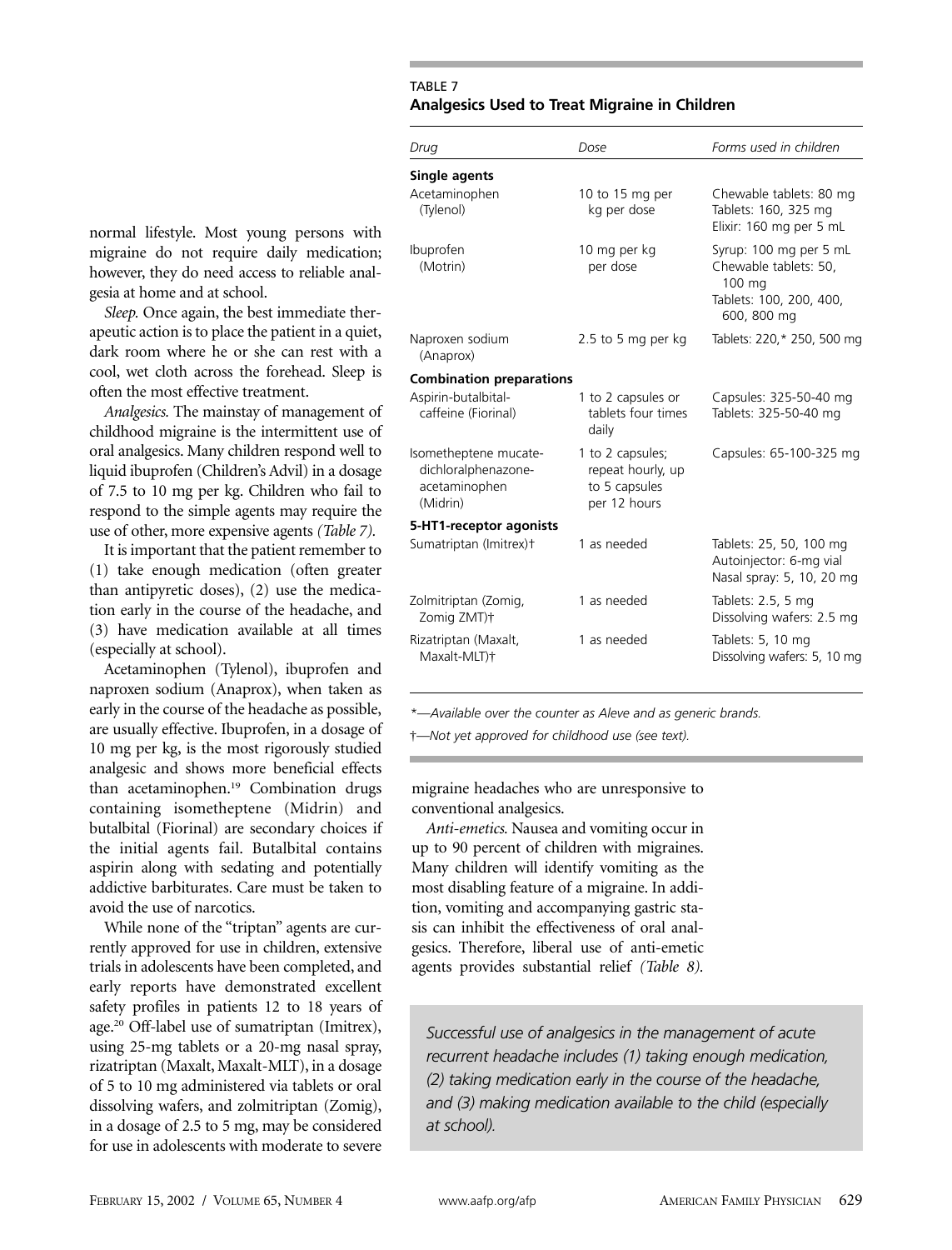normal lifestyle. Most young persons with migraine do not require daily medication; however, they do need access to reliable analgesia at home and at school.

*Sleep.* Once again, the best immediate therapeutic action is to place the patient in a quiet, dark room where he or she can rest with a cool, wet cloth across the forehead. Sleep is often the most effective treatment.

*Analgesics.* The mainstay of management of childhood migraine is the intermittent use of oral analgesics. Many children respond well to liquid ibuprofen (Children's Advil) in a dosage of 7.5 to 10 mg per kg. Children who fail to respond to the simple agents may require the use of other, more expensive agents *(Table 7).*

It is important that the patient remember to (1) take enough medication (often greater than antipyretic doses), (2) use the medication early in the course of the headache, and (3) have medication available at all times (especially at school).

Acetaminophen (Tylenol), ibuprofen and naproxen sodium (Anaprox), when taken as early in the course of the headache as possible, are usually effective. Ibuprofen, in a dosage of 10 mg per kg, is the most rigorously studied analgesic and shows more beneficial effects than acetaminophen.[19] Combination drugs containing isometheptene (Midrin) and butalbital (Fiorinal) are secondary choices if the initial agents fail. Butalbital contains aspirin along with sedating and potentially addictive barbiturates. Care must be taken to avoid the use of narcotics.

While none of the "triptan" agents are currently approved for use in children, extensive trials in adolescents have been completed, and early reports have demonstrated excellent safety profiles in patients 12 to 18 years of age.[20] Off-label use of sumatriptan (Imitrex), using 25-mg tablets or a 20-mg nasal spray, rizatriptan (Maxalt, Maxalt-MLT), in a dosage of 5 to 10 mg administered via tablets or oral dissolving wafers, and zolmitriptan (Zomig), in a dosage of 2.5 to 5 mg, may be considered for use in adolescents with moderate to severe migraine headaches who are unresponsive to conventional analgesics.

TABLE 7
**Analgesics Used to Treat Migraine in Children**

| *Drug* | *Dose* | *Forms used in children* |
|---|---|---|
| **Single agents** | | |
| Acetaminophen (Tylenol) | 10 to 15 mg per kg per dose | Chewable tablets: 80 mg<br>Tablets: 160, 325 mg<br>Elixir: 160 mg per 5 mL |
| Ibuprofen (Motrin) | 10 mg per kg per dose | Syrup: 100 mg per 5 mL<br>Chewable tablets: 50, 100 mg<br>Tablets: 100, 200, 400, 600, 800 mg |
| Naproxen sodium (Anaprox) | 2.5 to 5 mg per kg | Tablets: 220,* 250, 500 mg |
| **Combination preparations** | | |
| Aspirin-butalbital-caffeine (Fiorinal) | 1 to 2 capsules or tablets four times daily | Capsules: 325-50-40 mg<br>Tablets: 325-50-40 mg |
| Isometheptene mucate-dichloralphenazone-acetaminophen (Midrin) | 1 to 2 capsules; repeat hourly, up to 5 capsules per 12 hours | Capsules: 65-100-325 mg |
| **5-HT1-receptor agonists** | | |
| Sumatriptan (Imitrex)† | 1 as needed | Tablets: 25, 50, 100 mg<br>Autoinjector: 6-mg vial<br>Nasal spray: 5, 10, 20 mg |
| Zolmitriptan (Zomig, Zomig ZMT)† | 1 as needed | Tablets: 2.5, 5 mg<br>Dissolving wafers: 2.5 mg |
| Rizatriptan (Maxalt, Maxalt-MLT)† | 1 as needed | Tablets: 5, 10 mg<br>Dissolving wafers: 5, 10 mg |

*\*—Available over the counter as Aleve and as generic brands.*

*†—Not yet approved for childhood use (see text).*

*Anti-emetics.* Nausea and vomiting occur in up to 90 percent of children with migraines. Many children will identify vomiting as the most disabling feature of a migraine. In addition, vomiting and accompanying gastric stasis can inhibit the effectiveness of oral analgesics. Therefore, liberal use of anti-emetic agents provides substantial relief *(Table 8).*

*Successful use of analgesics in the management of acute recurrent headache includes (1) taking enough medication, (2) taking medication early in the course of the headache, and (3) making medication available to the child (especially at school).*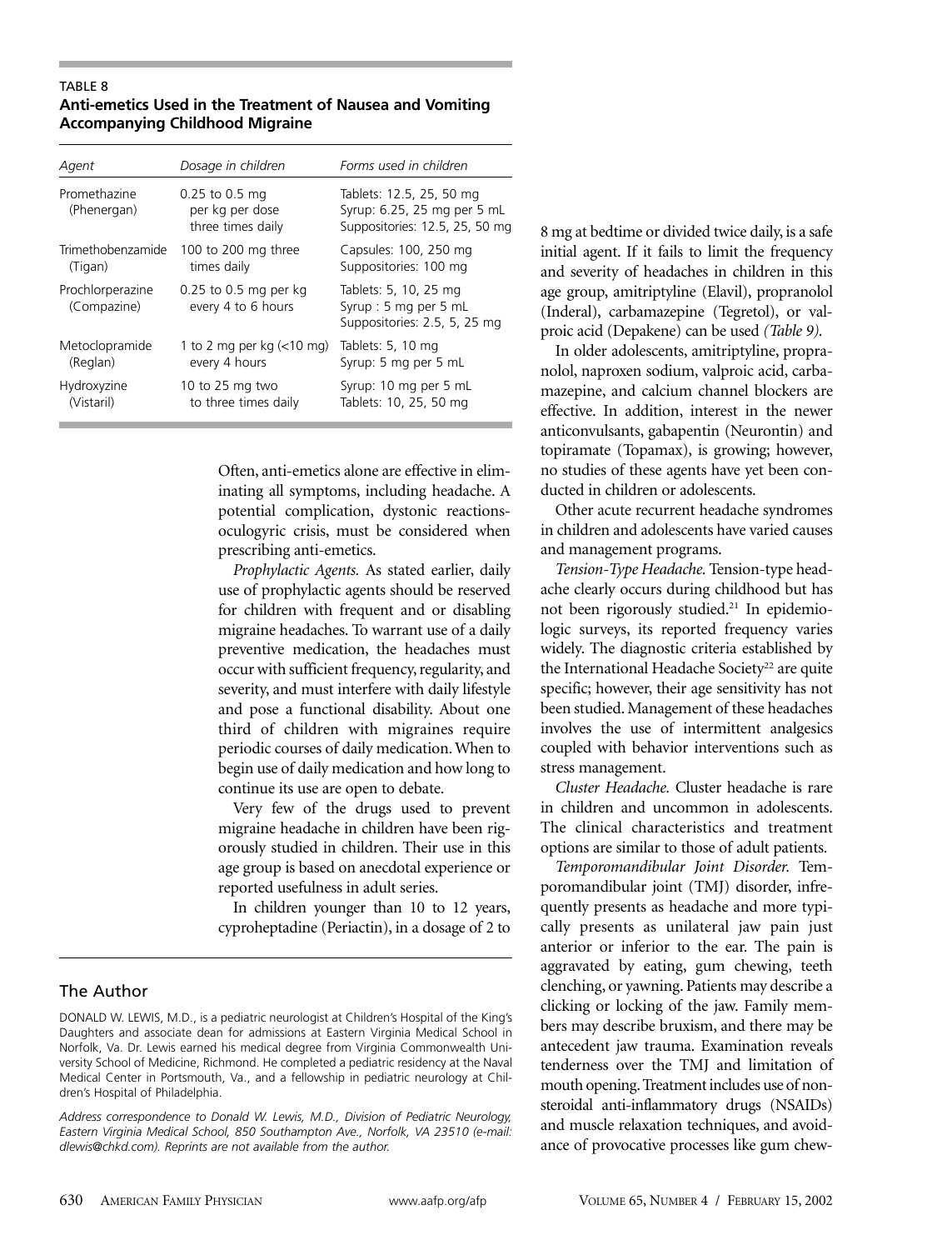**TABLE 8**
**Anti-emetics Used in the Treatment of Nausea and Vomiting Accompanying Childhood Migraine**

| *Agent* | *Dosage in children* | *Forms used in children* |
|---|---|---|
| Promethazine (Phenergan) | 0.25 to 0.5 mg per kg per dose three times daily | Tablets: 12.5, 25, 50 mg<br>Syrup: 6.25, 25 mg per 5 mL<br>Suppositories: 12.5, 25, 50 mg |
| Trimethobenzamide (Tigan) | 100 to 200 mg three times daily | Capsules: 100, 250 mg<br>Suppositories: 100 mg |
| Prochlorperazine (Compazine) | 0.25 to 0.5 mg per kg every 4 to 6 hours | Tablets: 5, 10, 25 mg<br>Syrup : 5 mg per 5 mL<br>Suppositories: 2.5, 5, 25 mg |
| Metoclopramide (Reglan) | 1 to 2 mg per kg (<10 mg) every 4 hours | Tablets: 5, 10 mg<br>Syrup: 5 mg per 5 mL |
| Hydroxyzine (Vistaril) | 10 to 25 mg two to three times daily | Syrup: 10 mg per 5 mL<br>Tablets: 10, 25, 50 mg |

Often, anti-emetics alone are effective in eliminating all symptoms, including headache. A potential complication, dystonic reactions-oculogyric crisis, must be considered when prescribing anti-emetics.

*Prophylactic Agents.* As stated earlier, daily use of prophylactic agents should be reserved for children with frequent and or disabling migraine headaches. To warrant use of a daily preventive medication, the headaches must occur with sufficient frequency, regularity, and severity, and must interfere with daily lifestyle and pose a functional disability. About one third of children with migraines require periodic courses of daily medication. When to begin use of daily medication and how long to continue its use are open to debate.

Very few of the drugs used to prevent migraine headache in children have been rigorously studied in children. Their use in this age group is based on anecdotal experience or reported usefulness in adult series.

In children younger than 10 to 12 years, cyproheptadine (Periactin), in a dosage of 2 to 8 mg at bedtime or divided twice daily, is a safe initial agent. If it fails to limit the frequency and severity of headaches in children in this age group, amitriptyline (Elavil), propranolol (Inderal), carbamazepine (Tegretol), or valproic acid (Depakene) can be used *(Table 9)*.

In older adolescents, amitriptyline, propranolol, naproxen sodium, valproic acid, carbamazepine, and calcium channel blockers are effective. In addition, interest in the newer anticonvulsants, gabapentin (Neurontin) and topiramate (Topamax), is growing; however, no studies of these agents have yet been conducted in children or adolescents.

Other acute recurrent headache syndromes in children and adolescents have varied causes and management programs.

*Tension-Type Headache.* Tension-type headache clearly occurs during childhood but has not been rigorously studied.[21] In epidemiologic surveys, its reported frequency varies widely. The diagnostic criteria established by the International Headache Society[22] are quite specific; however, their age sensitivity has not been studied. Management of these headaches involves the use of intermittent analgesics coupled with behavior interventions such as stress management.

*Cluster Headache.* Cluster headache is rare in children and uncommon in adolescents. The clinical characteristics and treatment options are similar to those of adult patients.

*Temporomandibular Joint Disorder.* Temporomandibular joint (TMJ) disorder, infrequently presents as headache and more typically presents as unilateral jaw pain just anterior or inferior to the ear. The pain is aggravated by eating, gum chewing, teeth clenching, or yawning. Patients may describe a clicking or locking of the jaw. Family members may describe bruxism, and there may be antecedent jaw trauma. Examination reveals tenderness over the TMJ and limitation of mouth opening. Treatment includes use of nonsteroidal anti-inflammatory drugs (NSAIDs) and muscle relaxation techniques, and avoidance of provocative processes like gum chew-

## The Author

DONALD W. LEWIS, M.D., is a pediatric neurologist at Children's Hospital of the King's Daughters and associate dean for admissions at Eastern Virginia Medical School in Norfolk, Va. Dr. Lewis earned his medical degree from Virginia Commonwealth University School of Medicine, Richmond. He completed a pediatric residency at the Naval Medical Center in Portsmouth, Va., and a fellowship in pediatric neurology at Children's Hospital of Philadelphia.

*Address correspondence to Donald W. Lewis, M.D., Division of Pediatric Neurology, Eastern Virginia Medical School, 850 Southampton Ave., Norfolk, VA 23510 (e-mail: dlewis@chkd.com). Reprints are not available from the author.*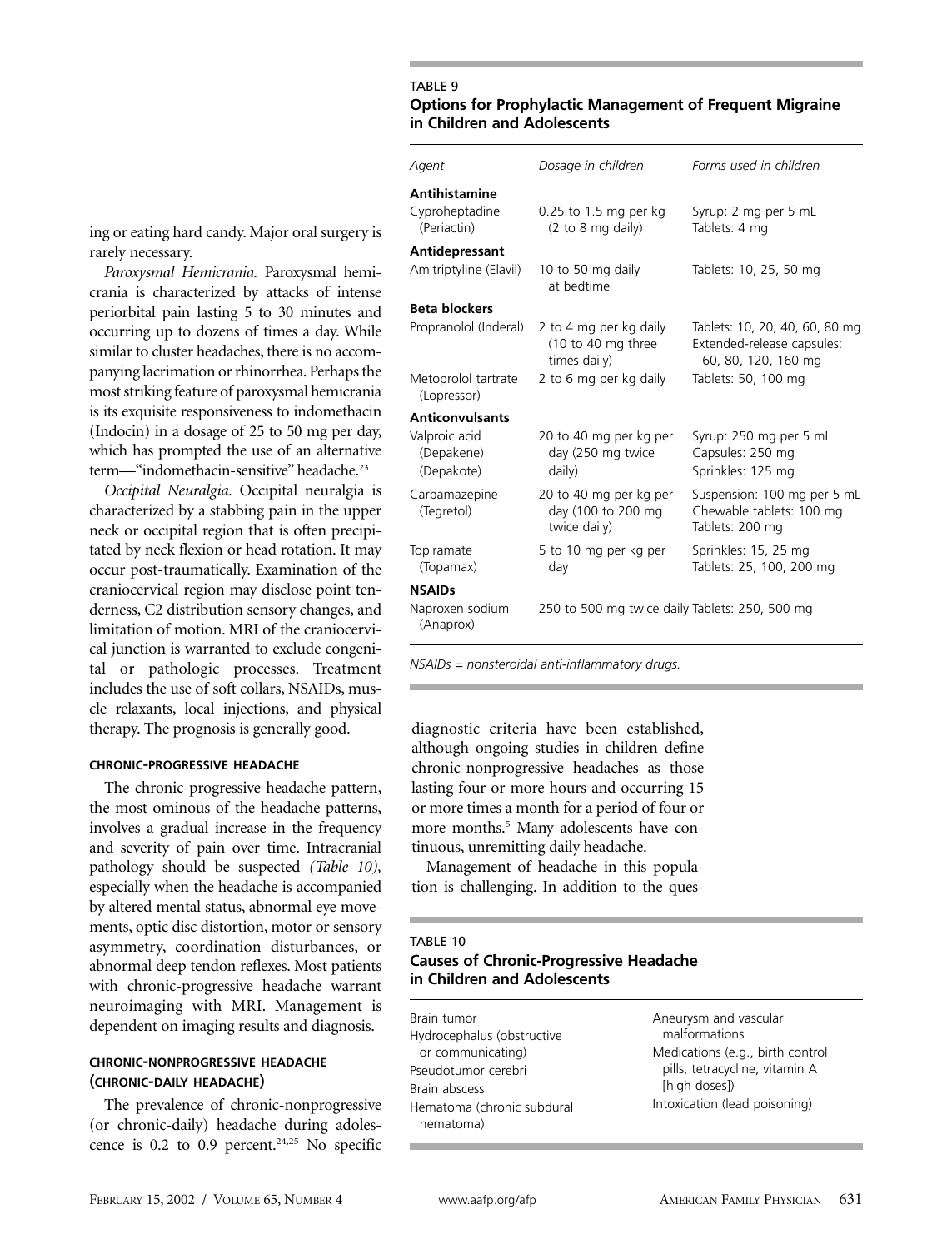ing or eating hard candy. Major oral surgery is rarely necessary.

*Paroxysmal Hemicrania.* Paroxysmal hemicrania is characterized by attacks of intense periorbital pain lasting 5 to 30 minutes and occurring up to dozens of times a day. While similar to cluster headaches, there is no accompanying lacrimation or rhinorrhea. Perhaps the most striking feature of paroxysmal hemicrania is its exquisite responsiveness to indomethacin (Indocin) in a dosage of 25 to 50 mg per day, which has prompted the use of an alternative term—"indomethacin-sensitive" headache.[23]

*Occipital Neuralgia.* Occipital neuralgia is characterized by a stabbing pain in the upper neck or occipital region that is often precipitated by neck flexion or head rotation. It may occur post-traumatically. Examination of the craniocervical region may disclose point tenderness, C2 distribution sensory changes, and limitation of motion. MRI of the craniocervical junction is warranted to exclude congenital or pathologic processes. Treatment includes the use of soft collars, NSAIDs, muscle relaxants, local injections, and physical therapy. The prognosis is generally good.

#### CHRONIC-PROGRESSIVE HEADACHE

The chronic-progressive headache pattern, the most ominous of the headache patterns, involves a gradual increase in the frequency and severity of pain over time. Intracranial pathology should be suspected *(Table 10)*, especially when the headache is accompanied by altered mental status, abnormal eye movements, optic disc distortion, motor or sensory asymmetry, coordination disturbances, or abnormal deep tendon reflexes. Most patients with chronic-progressive headache warrant neuroimaging with MRI. Management is dependent on imaging results and diagnosis.

#### CHRONIC-NONPROGRESSIVE HEADACHE (CHRONIC-DAILY HEADACHE)

The prevalence of chronic-nonprogressive (or chronic-daily) headache during adolescence is 0.2 to 0.9 percent.[24,25] No specific diagnostic criteria have been established, although ongoing studies in children define chronic-nonprogressive headaches as those lasting four or more hours and occurring 15 or more times a month for a period of four or more months.[5] Many adolescents have continuous, unremitting daily headache.

Management of headache in this population is challenging. In addition to the ques-

**TABLE 9**
**Options for Prophylactic Management of Frequent Migraine in Children and Adolescents**

| *Agent* | *Dosage in children* | *Forms used in children* |
|---|---|---|
| **Antihistamine** | | |
| Cyproheptadine (Periactin) | 0.25 to 1.5 mg per kg (2 to 8 mg daily) | Syrup: 2 mg per 5 mL<br>Tablets: 4 mg |
| **Antidepressant** | | |
| Amitriptyline (Elavil) | 10 to 50 mg daily at bedtime | Tablets: 10, 25, 50 mg |
| **Beta blockers** | | |
| Propranolol (Inderal) | 2 to 4 mg per kg daily (10 to 40 mg three times daily) | Tablets: 10, 20, 40, 60, 80 mg<br>Extended-release capsules: 60, 80, 120, 160 mg |
| Metoprolol tartrate (Lopressor) | 2 to 6 mg per kg daily | Tablets: 50, 100 mg |
| **Anticonvulsants** | | |
| Valproic acid (Depakene) (Depakote) | 20 to 40 mg per kg per day (250 mg twice daily) | Syrup: 250 mg per 5 mL<br>Capsules: 250 mg<br>Sprinkles: 125 mg |
| Carbamazepine (Tegretol) | 20 to 40 mg per kg per day (100 to 200 mg twice daily) | Suspension: 100 mg per 5 mL<br>Chewable tablets: 100 mg<br>Tablets: 200 mg |
| Topiramate (Topamax) | 5 to 10 mg per kg per day | Sprinkles: 15, 25 mg<br>Tablets: 25, 100, 200 mg |
| **NSAIDs** | | |
| Naproxen sodium (Anaprox) | 250 to 500 mg twice daily | Tablets: 250, 500 mg |

*NSAIDs = nonsteroidal anti-inflammatory drugs.*

**TABLE 10**
**Causes of Chronic-Progressive Headache in Children and Adolescents**

- Brain tumor
- Hydrocephalus (obstructive or communicating)
- Pseudotumor cerebri
- Brain abscess
- Hematoma (chronic subdural hematoma)
- Aneurysm and vascular malformations
- Medications (e.g., birth control pills, tetracycline, vitamin A [high doses])
- Intoxication (lead poisoning)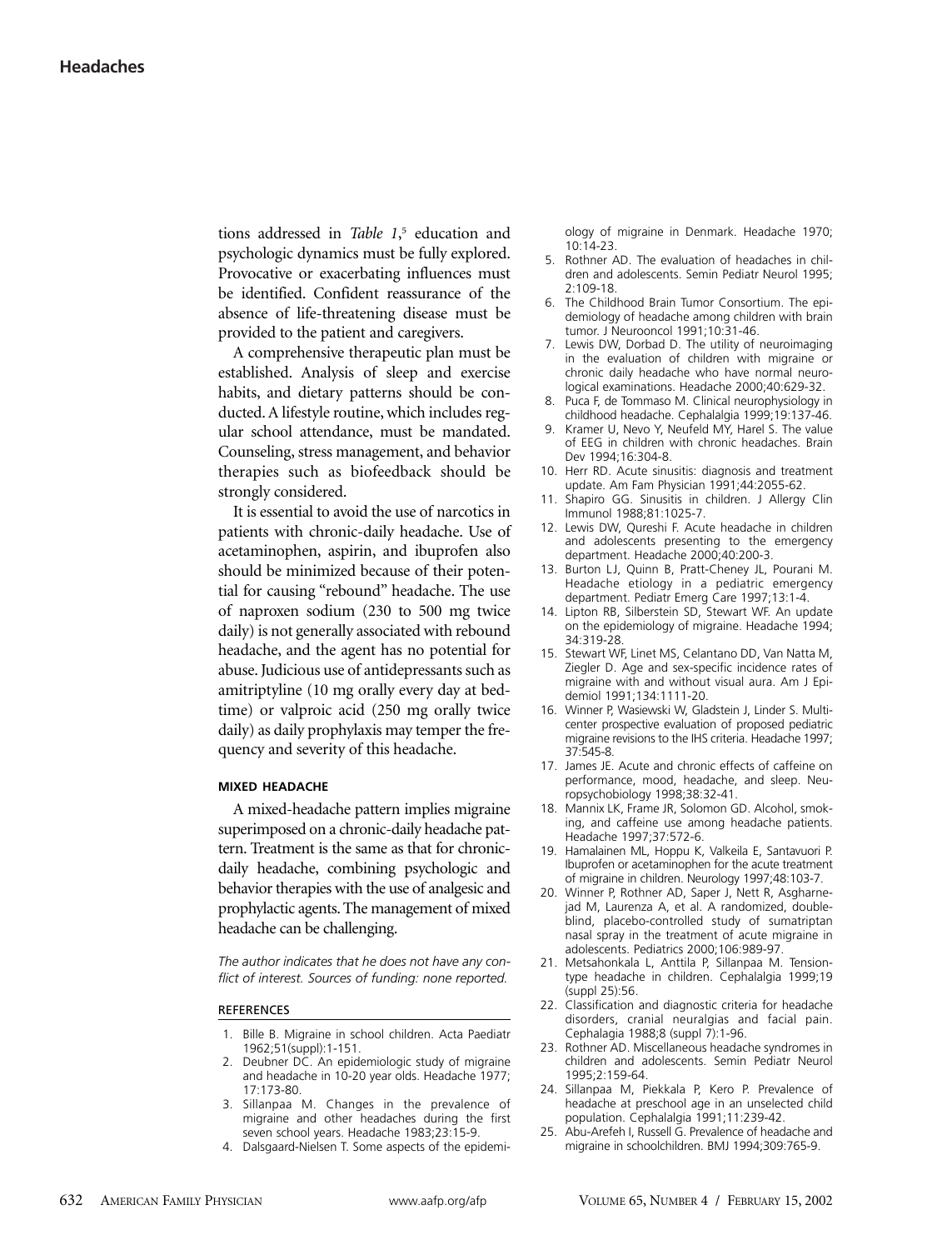tions addressed in *Table 1*,[5] education and psychologic dynamics must be fully explored. Provocative or exacerbating influences must be identified. Confident reassurance of the absence of life-threatening disease must be provided to the patient and caregivers.

A comprehensive therapeutic plan must be established. Analysis of sleep and exercise habits, and dietary patterns should be conducted. A lifestyle routine, which includes regular school attendance, must be mandated. Counseling, stress management, and behavior therapies such as biofeedback should be strongly considered.

It is essential to avoid the use of narcotics in patients with chronic-daily headache. Use of acetaminophen, aspirin, and ibuprofen also should be minimized because of their potential for causing "rebound" headache. The use of naproxen sodium (230 to 500 mg twice daily) is not generally associated with rebound headache, and the agent has no potential for abuse. Judicious use of antidepressants such as amitriptyline (10 mg orally every day at bedtime) or valproic acid (250 mg orally twice daily) as daily prophylaxis may temper the frequency and severity of this headache.

### MIXED HEADACHE

A mixed-headache pattern implies migraine superimposed on a chronic-daily headache pattern. Treatment is the same as that for chronic-daily headache, combining psychologic and behavior therapies with the use of analgesic and prophylactic agents. The management of mixed headache can be challenging.

*The author indicates that he does not have any conflict of interest. Sources of funding: none reported.*

### REFERENCES

1. Bille B. Migraine in school children. Acta Paediatr 1962;51(suppl):1-151.
2. Deubner DC. An epidemiologic study of migraine and headache in 10-20 year olds. Headache 1977; 17:173-80.
3. Sillanpaa M. Changes in the prevalence of migraine and other headaches during the first seven school years. Headache 1983;23:15-9.
4. Dalsgaard-Nielsen T. Some aspects of the epidemiology of migraine in Denmark. Headache 1970; 10:14-23.
5. Rothner AD. The evaluation of headaches in children and adolescents. Semin Pediatr Neurol 1995; 2:109-18.
6. The Childhood Brain Tumor Consortium. The epidemiology of headache among children with brain tumor. J Neurooncol 1991;10:31-46.
7. Lewis DW, Dorbad D. The utility of neuroimaging in the evaluation of children with migraine or chronic daily headache who have normal neurological examinations. Headache 2000;40:629-32.
8. Puca F, de Tommaso M. Clinical neurophysiology in childhood headache. Cephalalgia 1999;19:137-46.
9. Kramer U, Nevo Y, Neufeld MY, Harel S. The value of EEG in children with chronic headaches. Brain Dev 1994;16:304-8.
10. Herr RD. Acute sinusitis: diagnosis and treatment update. Am Fam Physician 1991;44:2055-62.
11. Shapiro GG. Sinusitis in children. J Allergy Clin Immunol 1988;81:1025-7.
12. Lewis DW, Qureshi F. Acute headache in children and adolescents presenting to the emergency department. Headache 2000;40:200-3.
13. Burton LJ, Quinn B, Pratt-Cheney JL, Pourani M. Headache etiology in a pediatric emergency department. Pediatr Emerg Care 1997;13:1-4.
14. Lipton RB, Silberstein SD, Stewart WF. An update on the epidemiology of migraine. Headache 1994; 34:319-28.
15. Stewart WF, Linet MS, Celantano DD, Van Natta M, Ziegler D. Age and sex-specific incidence rates of migraine with and without visual aura. Am J Epidemiol 1991;134:1111-20.
16. Winner P, Wasiewski W, Gladstein J, Linder S. Multicenter prospective evaluation of proposed pediatric migraine revisions to the IHS criteria. Headache 1997; 37:545-8.
17. James JE. Acute and chronic effects of caffeine on performance, mood, headache, and sleep. Neuropsychobiology 1998;38:32-41.
18. Mannix LK, Frame JR, Solomon GD. Alcohol, smoking, and caffeine use among headache patients. Headache 1997;37:572-6.
19. Hamalainen ML, Hoppu K, Valkeila E, Santavuori P. Ibuprofen or acetaminophen for the acute treatment of migraine in children. Neurology 1997;48:103-7.
20. Winner P, Rothner AD, Saper J, Nett R, Asgharnejad M, Laurenza A, et al. A randomized, double-blind, placebo-controlled study of sumatriptan nasal spray in the treatment of acute migraine in adolescents. Pediatrics 2000;106:989-97.
21. Metsahonkala L, Anttila P, Sillanpaa M. Tension-type headache in children. Cephalalgia 1999;19 (suppl 25):56.
22. Classification and diagnostic criteria for headache disorders, cranial neuralgias and facial pain. Cephalagia 1988;8 (suppl 7):1-96.
23. Rothner AD. Miscellaneous headache syndromes in children and adolescents. Semin Pediatr Neurol 1995;2:159-64.
24. Sillanpaa M, Piekkala P, Kero P. Prevalence of headache at preschool age in an unselected child population. Cephalalgia 1991;11:239-42.
25. Abu-Arefeh I, Russell G. Prevalence of headache and migraine in schoolchildren. BMJ 1994;309:765-9.